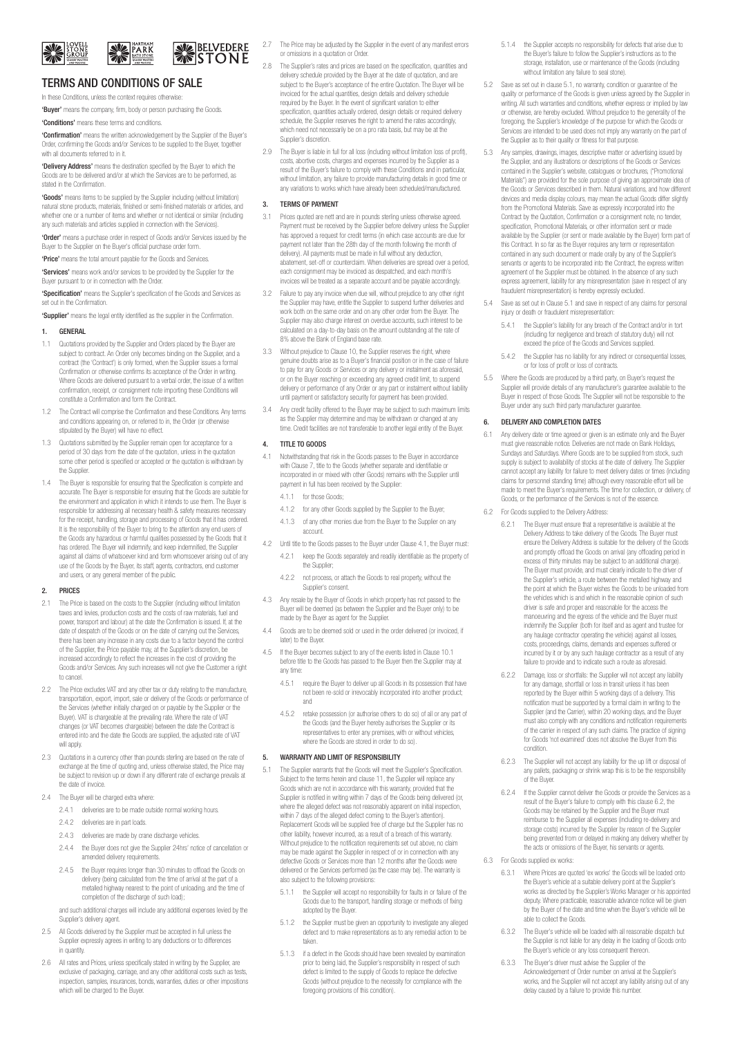# TERMS AND CONDITIONS OF SALE

In these Conditions, unless the context requires otherwise:

**'Buyer'** means the company, firm, body or person purchasing the Goods.

**'Conditions'** means these terms and conditions.

**'Confirmation'** means the written acknowledgement by the Supplier of the Buyer's Order, confirming the Goods and/or Services to be supplied to the Buyer, together with all documents referred to in it.

**'Delivery Address'** means the destination specified by the Buyer to which the Goods are to be delivered and/or at which the Services are to be performed, as stated in the Confirmation.

**'Goods'** means items to be supplied by the Supplier including (without limitation) natural stone products, materials, finished or semi-finished materials or articles, and whether one or a number of items and whether or not identical or similar (including any such materials and articles supplied in connection with the Services).

**'Order'** means a purchase order in respect of Goods and/or Services issued by the Buyer to the Supplier on the Buyer's official purchase order form.

**'Price'** means the total amount payable for the Goods and Services.

**'Services'** means work and/or services to be provided by the Supplier for the Buyer pursuant to or in connection with the Order.

**'Specification'** means the Supplier's specification of the Goods and Services as set out in the Confirmation.

**'Supplier'** means the legal entity identified as the supplier in the Confirmation.

## 1. GENERAL

1.1 Quotations provided by the Supplier and Orders placed by the Buyer are subject to contract. An Order only becomes binding on the Supplier, and a contract (the 'Contract') is only formed, when the Supplier issues a formal Confirmation or otherwise confirms its acceptance of the Order in writing. Where Goods are delivered pursuant to a verbal order, the issue of a written confirmation, receipt, or consignment note importing these Conditions will constitute a Confirmation and form the Contract.

1.2 The Contract will comprise the Confirmation and these Conditions. Any terms and conditions appearing on, or referred to in, the Order (or otherwise stipulated by the Buyer) will have no effect.

1.3 Quotations submitted by the Supplier remain open for acceptance for a period of 30 days from the date of the quotation, unless in the quotation some other period is specified or accepted or the quotation is withdrawn by the Supplier.

1.4 The Buyer is responsible for ensuring that the Specification is complete and accurate. The Buyer is responsible for ensuring that the Goods are suitable for the environment and application in which it intends to use them. The Buyer is responsible for addressing all necessary health & safety measures necessary for the receipt, handling, storage and processing of Goods that it has ordered. It is the responsibility of the Buyer to bring to the attention any end users of the Goods any hazardous or harmful qualities possessed by the Goods that it has ordered. The Buyer will indemnify, and keep indemnified, the Supplier against all claims of whatsoever kind and form whomsoever arising out of any use of the Goods by the Buyer, its staff, agents, contractors, end customer and users, or any general member of the public.

## 2. PRICES

2.1 The Price is based on the costs to the Supplier (including without limitation taxes and levies, production costs and the costs of raw materials, fuel and power, transport and labour) at the date the Confirmation is issued. If, at the date of despatch of the Goods or on the date of carrying out the Services, there has been any increase in any costs due to a factor beyond the control of the Supplier, the Price payable may, at the Supplier's discretion, be increased accordingly to reflect the increases in the cost of providing the Goods and/or Services. Any such increases will not give the Customer a right to cancel.

2.2 The Price excludes VAT and any other tax or duty relating to the manufacture, transportation, export, import, sale or delivery of the Goods or performance of the Services (whether initially charged on or payable by the Supplier or the Buyer). VAT is chargeable at the prevailing rate. Where the rate of VAT changes (or VAT becomes chargeable) between the date the Contract is entered into and the date the Goods are supplied, the adjusted rate of VAT will apply.

2.3 Quotations in a currency other than pounds sterling are based on the rate of exchange at the time of quoting and, unless otherwise stated, the Price may be subject to revision up or down if any different rate of exchange prevails at the date of invoice.

2.4 The Buyer will be charged extra where:

2.4.1 deliveries are to be made outside normal working hours.

2.4.2 deliveries are in part loads.

2.4.3 deliveries are made by crane discharge vehicles.

2.4.4 the Buyer does not give the Supplier 24hrs' notice of cancellation or amended delivery requirements.

2.4.5 the Buyer requires longer than 30 minutes to offload the Goods on delivery (being calculated from the time of arrival at the part of a metalled highway nearest to the point of unloading, and the time of completion of the discharge of such load);

and such additional charges will include any additional expenses levied by the Supplier's delivery agent.

2.5 All Goods delivered by the Supplier must be accepted in full unless the Supplier expressly agrees in writing to any deductions or to differences in quantity.

2.6 All rates and Prices, unless specifically stated in writing by the Supplier, are exclusive of packaging, carriage, and any other additional costs such as tests, inspection, samples, insurances, bonds, warranties, duties or other impositions which will be charged to the Buyer.

2.7 The Price may be adjusted by the Supplier in the event of any manifest errors or omissions in a quotation or Order.

2.8 The Supplier's rates and prices are based on the specification, quantities and delivery schedule provided by the Buyer at the date of quotation, and are subject to the Buyer's acceptance of the entire Quotation. The Buyer will be invoiced for the actual quantities, design details and delivery schedule required by the Buyer. In the event of significant variation to either specification, quantities actually ordered, design details or required delivery schedule, the Supplier reserves the right to amend the rates accordingly, which need not necessarily be on a pro rata basis, but may be at the Supplier's discretion.

2.9 The Buyer is liable in full for all loss (including without limitation loss of profit), costs, abortive costs, charges and expenses incurred by the Supplier as a result of the Buyer's failure to comply with these Conditions and in particular, without limitation, any failure to provide manufacturing details in good time or any variations to works which have already been scheduled/manufactured.

## 3. TERMS OF PAYMENT

3.1 Prices quoted are nett and are in pounds sterling unless otherwise agreed. Payment must be received by the Supplier before delivery unless the Supplier has approved a request for credit terms (in which case accounts are due for payment not later than the 28th day of the month following the month of delivery). All payments must be made in full without any deduction, abatement, set-off or counterclaim. When deliveries are spread over a period, each consignment may be invoiced as despatched, and each month's invoices will be treated as a separate account and be payable accordingly.

3.2 Failure to pay any invoice when due will, without prejudice to any other right the Supplier may have, entitle the Supplier to suspend further deliveries and work both on the same order and on any other order from the Buyer. The Supplier may also charge interest on overdue accounts, such interest to be calculated on a day-to-day basis on the amount outstanding at the rate of 8% above the Bank of England base rate.

3.3 Without prejudice to Clause 10, the Supplier reserves the right, where genuine doubts arise as to a Buyer's financial position or in the case of failure to pay for any Goods or Services or any delivery or instalment as aforesaid, or on the Buyer reaching or exceeding any agreed credit limit, to suspend delivery or performance of any Order or any part or instalment without liability until payment or satisfactory security for payment has been provided.

3.4 Any credit facility offered to the Buyer may be subject to such maximum limits as the Supplier may determine and may be withdrawn or changed at any time. Credit facilities are not transferable to another legal entity of the Buyer.

## 4. TITLE TO GOODS

4.1 Notwithstanding that risk in the Goods passes to the Buyer in accordance with Clause 7, title to the Goods (whether separate and identifiable or incorporated in or mixed with other Goods) remains with the Supplier until payment in full has been received by the Supplier:

4.1.1 for those Goods;

4.1.2 for any other Goods supplied by the Supplier to the Buyer;

4.1.3 of any other monies due from the Buyer to the Supplier on any account.

4.2 Until title to the Goods passes to the Buyer under Clause 4.1, the Buyer must:

4.2.1 keep the Goods separately and readily identifiable as the property of the Supplier;

4.2.2 not process, or attach the Goods to real property, without the Supplier's consent.

4.3 Any resale by the Buyer of Goods in which property has not passed to the Buyer will be deemed (as between the Supplier and the Buyer only) to be made by the Buyer as agent for the Supplier.

4.4 Goods are to be deemed sold or used in the order delivered (or invoiced, if later) to the Buyer.

4.5 If the Buyer becomes subject to any of the events listed in Clause 10.1 before title to the Goods has passed to the Buyer then the Supplier may at any time:

4.5.1 require the Buyer to deliver up all Goods in its possession that have not been re-sold or irrevocably incorporated into another product; and

4.5.2 retake possession (or authorise others to do so) of all or any part of the Goods (and the Buyer hereby authorises the Supplier or its representatives to enter any premises, with or without vehicles, where the Goods are stored in order to do so).

## 5. WARRANTY AND LIMIT OF RESPONSIBILITY

5.1 The Supplier warrants that the Goods will meet the Supplier's Specification. Subject to the terms herein and clause 11, the Supplier will replace any Goods which are not in accordance with this warranty, provided that the Supplier is notified in writing within 7 days of the Goods being delivered (or, where the alleged defect was not reasonably apparent on initial inspection, within 7 days of the alleged defect coming to the Buyer's attention). Replacement Goods will be supplied free of charge but the Supplier has no other liability, however incurred, as a result of a breach of this warranty. Without prejudice to the notification requirements set out above, no claim may be made against the Supplier in respect of or in connection with any defective Goods or Services more than 12 months after the Goods were delivered or the Services performed (as the case may be). The warranty is also subject to the following provisions:

5.1.1 the Supplier will accept no responsibility for faults in or failure of the Goods due to the transport, handling storage or methods of fixing adopted by the Buyer.

5.1.2 the Supplier must be given an opportunity to investigate any alleged defect and to make representations as to any remedial action to be taken.

5.1.3 if a defect in the Goods should have been revealed by examination prior to being laid, the Supplier's responsibility in respect of such defect is limited to the supply of Goods to replace the defective Goods (without prejudice to the necessity for compliance with the foregoing provisions of this condition).

5.1.4 the Supplier accepts no responsibility for defects that arise due to the Buyer's failure to follow the Supplier's instructions as to the storage, installation, use or maintenance of the Goods (including without limitation any failure to seal stone).

5.2 Save as set out in clause 5.1, no warranty, condition or guarantee of the quality or performance of the Goods is given unless agreed by the Supplier in writing. All such warranties and conditions, whether express or implied by law or otherwise, are hereby excluded. Without prejudice to the generality of the foregoing, the Supplier's knowledge of the purpose for which the Goods or Services are intended to be used does not imply any warranty on the part of the Supplier as to their quality or fitness for that purpose.

5.3 Any samples, drawings, images, descriptive matter or advertising issued by the Supplier, and any illustrations or descriptions of the Goods or Services contained in the Supplier's website, catalogues or brochures, ("Promotional Materials") are provided for the sole purpose of giving an approximate idea of the Goods or Services described in them. Natural variations, and how different devices and media display colours, may mean the actual Goods differ slightly from the Promotional Materials. Save as expressly incorporated into the Contract by the Quotation, Confirmation or a consignment note, no tender, specification, Promotional Materials, or other information sent or made available by the Supplier (or sent or made available by the Buyer) form part of this Contract. In so far as the Buyer requires any term or representation contained in any such document or made orally by any of the Supplier's servants or agents to be incorporated into the Contract, the express written agreement of the Supplier must be obtained. In the absence of any such express agreement, liability for any misrepresentation (save in respect of any fraudulent misrepresentation) is hereby expressly excluded.

5.4 Save as set out in Clause 5.1 and save in respect of any claims for personal injury or death or fraudulent misrepresentation:

5.4.1 the Supplier's liability for any breach of the Contract and/or in tort (including for negligence and breach of statutory duty) will not exceed the price of the Goods and Services supplied.

5.4.2 the Supplier has no liability for any indirect or consequential losses, or for loss of profit or loss of contracts.

5.5 Where the Goods are produced by a third party, on Buyer's request the Supplier will provide details of any manufacturer's guarantee available to the Buyer in respect of those Goods. The Supplier will not be responsible to the Buyer under any such third party manufacturer guarantee.

## 6. DELIVERY AND COMPLETION DATES

6.1 Any delivery date or time agreed or given is an estimate only and the Buyer must give reasonable notice. Deliveries are not made on Bank Holidays, Sundays and Saturdays. Where Goods are to be supplied from stock, such supply is subject to availability of stocks at the date of delivery. The Supplier cannot accept any liability for failure to meet delivery dates or times (including claims for personnel standing time) although every reasonable effort will be made to meet the Buyer's requirements. The time for collection, or delivery, of Goods, or the performance of the Services is not of the essence.

6.2 For Goods supplied to the Delivery Address:

6.2.1 The Buyer must ensure that a representative is available at the Delivery Address to take delivery of the Goods. The Buyer must ensure the Delivery Address is suitable for the delivery of the Goods and promptly offload the Goods on arrival (any offloading period in excess of thirty minutes may be subject to an additional charge). The Buyer must provide, and must clearly indicate to the driver of the Supplier's vehicle, a route between the metalled highway and the point at which the Buyer wishes the Goods to be unloaded from the vehicles which is and which in the reasonable opinion of such driver is safe and proper and reasonable for the access the manoeuvring and the egress of the vehicle and the Buyer must indemnify the Supplier (both for itself and as agent and trustee for any haulage contractor operating the vehicle) against all losses, costs, proceedings, claims, demands and expenses suffered or incurred by it or by any such haulage contractor as a result of any failure to provide and to indicate such a route as aforesaid.

6.2.2 Damage, loss or shortfalls: the Supplier will not accept any liability for any damage, shortfall or loss in transit unless it has been reported by the Buyer within 5 working days of a delivery. This notification must be supported by a formal claim in writing to the Supplier (and the Carrier), within 20 working days, and the Buyer must also comply with any conditions and notification requirements of the carrier in respect of any such claims. The practice of signing for Goods 'not examined' does not absolve the Buyer from this condition.

6.2.3 The Supplier will not accept any liability for the up lift or disposal of any pallets, packaging or shrink wrap this is to be the responsibility of the Buyer.

6.2.4 If the Supplier cannot deliver the Goods or provide the Services as a result of the Buyer's failure to comply with this clause 6.2, the Goods may be retained by the Supplier and the Buyer must reimburse to the Supplier all expenses (including re-delivery and storage costs) incurred by the Supplier by reason of the Supplier being prevented from or delayed in making any delivery whether by the acts or omissions of the Buyer, his servants or agents.

6.3 For Goods supplied ex works:

6.3.1 Where Prices are quoted 'ex works' the Goods will be loaded onto the Buyer's vehicle at a suitable delivery point at the Supplier's works as directed by the Supplier's Works Manager or his appointed deputy. Where practicable, reasonable advance notice will be given by the Buyer of the date and time when the Buyer's vehicle will be able to collect the Goods.

6.3.2 The Buyer's vehicle will be loaded with all reasonable dispatch but the Supplier is not liable for any delay in the loading of Goods onto the Buyer's vehicle or any loss consequent thereon.

6.3.3 The Buyer's driver must advise the Supplier of the Acknowledgement of Order number on arrival at the Supplier's works, and the Supplier will not accept any liability arising out of any delay caused by a failure to provide this number.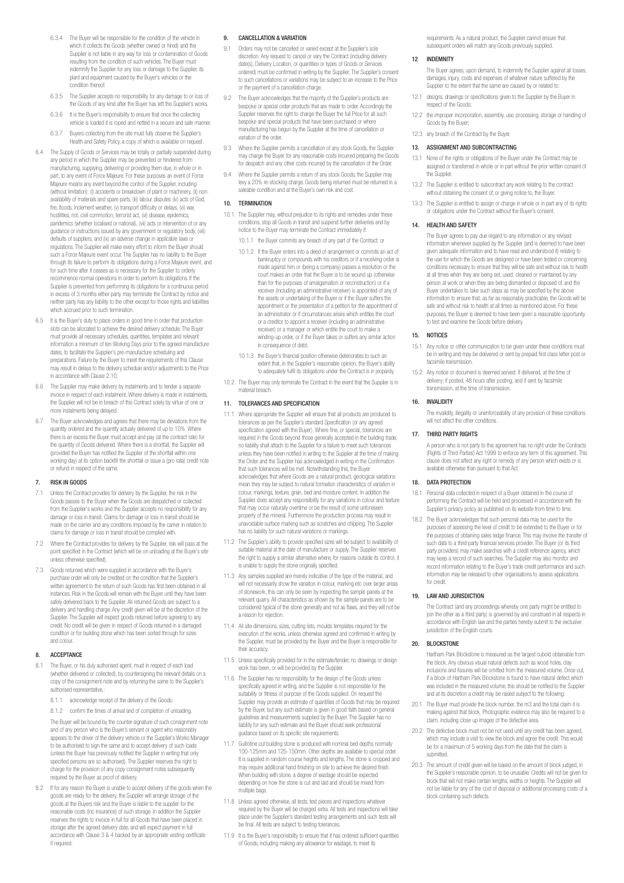6.3.4 The Buyer will be responsible for the condition of the vehicle in which it collects the Goods (whether owned or hired) and the Supplier is not liable in any way for loss or contamination of Goods resulting from the condition of such vehicles. The Buyer must indemnify the Supplier for any loss or damage to the Supplier, its plant and equipment caused by the Buyer's vehicles or the condition thereof.

6.3.5 The Supplier accepts no responsibility for any damage to or loss of the Goods of any kind after the Buyer has left the Supplier's works.

6.3.6 It is the Buyer's responsibility to ensure that once the collecting vehicle is loaded it is roped and netted in a secure and safe manner.

6.3.7 Buyers collecting from the site must fully observe the Supplier's Health and Safety Policy, a copy of which is available on request.

6.4 The Supply of Goods or Services may be totally or partially suspended during any period in which the Supplier may be prevented or hindered from manufacturing, supplying, delivering or providing them due, in whole or in part, to any event of Force Majeure. For these purposes an event of Force Majeure means any event beyond the control of the Supplier, including (without limitation): (i) accidents or breakdown of plant or machinery, (ii) non-availability of materials and spare parts, (iii) labour disputes (iv) acts of God, fire, floods, inclement weather, (v) transport difficulty or delays, (vi) war, hostilities, riot, civil commotion, terrorist act, (vi) disease, epidemics, pandemics (whether localised or national), (vii) acts or intervention of or any guidance or instructions issued by any government or regulatory body, (viii) defaults of suppliers, and (ix) an adverse change in applicable laws or regulations. The Supplier will make every effort to inform the Buyer should such a Force Majeure event occur. The Supplier has no liability to the Buyer through its failure to perform its obligations during a Force Majeure event, and for such time after it ceases as is necessary for the Supplier to orderly recommence normal operations in order to perform its obligations. If the Supplier is prevented from performing its obligations for a continuous period in excess of 3 months either party may terminate the Contract by notice and neither party has any liability to the other except for those rights and liabilities which accrued prior to such termination.

6.5 It is the Buyer's duty to place orders in good time in order that production slots can be allocated to achieve the desired delivery schedule. The Buyer must provide all necessary schedules, quantities, templates and relevant information a minimum of ten Working Days prior to the agreed manufacture dates, to facilitate the Supplier's pre-manufacture scheduling and preparations. Failure by the Buyer to meet the requirements of this Clause may result in delays to the delivery schedule and/or adjustments to the Price in accordance with Clause 2.10.

6.6 The Supplier may make delivery by instalments and to tender a separate invoice in respect of each instalment. Where delivery is made in instalments, the Supplier will not be in breach of this Contract solely by virtue of one or more instalments being delayed.

6.7 The Buyer acknowledges and agrees that there may be deviations from the quantity ordered and the quantity actually delivered of up to 10%. Where there is an excess the Buyer must accept and pay (at the contract rate) for the quantity of Goods delivered. Where there is a shortfall, the Supplier will (provided the Buyer has notified the Supplier of the shortfall within one working day) at its option backfill the shortfall or issue a (pro rata) credit note or refund in respect of the same.

## 7. RISK IN GOODS

7.1 Unless the Contract provides for delivery by the Supplier, the risk in the Goods passes to the Buyer when the Goods are despatched or collected from the Supplier's works and the Supplier accepts no responsibility for any damage or loss in transit. Claims for damage or loss in transit should be made on the carrier and any conditions imposed by the carrier in relation to claims for damage or loss in transit should be complied with.

7.2 Where the Contract provides for delivery by the Supplier, risk will pass at the point specified in the Contract (which will be on unloading at the Buyer's site unless otherwise specified).

7.3 Goods returned which were supplied in accordance with the Buyer's purchase order will only be credited on the condition that the Supplier's written agreement to the return of such Goods has first been obtained in all instances. Risk in the Goods will remain with the Buyer until they have been safely delivered back to the Supplier. All returned Goods are subject to a delivery and handling charge. Any credit given will be at the discretion of the Supplier. The Supplier will inspect goods returned before agreeing to any credit. No credit will be given in respect of Goods returned in a damaged condition or for building stone which has been sorted through for sizes and colour.

## 8. ACCEPTANCE

8.1 The Buyer, or his duly authorised agent, must in respect of each load (whether delivered or collected), by countersigning the relevant details on a copy of the consignment note and by returning the same to the Supplier's authorised representative,:

8.1.1 acknowledge receipt of the delivery of the Goods;

8.1.2 confirm the times of arrival and of completion of unloading.

The Buyer will be bound by the counter-signature of such consignment note and of any person who is the Buyer's servant or agent who reasonably appears to the driver of the delivery vehicle or the Supplier's Works Manager to be authorised to sign the same and to accept delivery of such loads (unless the Buyer has previously notified the Supplier in writing that only specified persons are so authorised). The Supplier reserves the right to charge for the provision of any copy consignment notes subsequently required by the Buyer as proof of delivery.

8.2 If for any reason the Buyer is unable to accept delivery of the goods when the goods are ready for the delivery, the Supplier will arrange storage of the goods at the Buyers risk and the Buyer is liable to the supplier for the reasonable costs (inc insurance) of such storage. In addition the Supplier reserves the rights to invoice in full for all Goods that have been placed in storage after the agreed delivery date, and will expect payment in full accordance with Clause 3 & 4 backed by an appropriate vesting certificate if required.

## 9. CANCELLATION & VARIATION

9.1 Orders may not be cancelled or varied except at the Supplier's sole discretion. Any request to cancel or vary the Contract (including delivery date(s), Delivery Location, or quantities or types of Goods or Services ordered) must be confirmed in writing by the Supplier. The Supplier's consent to such cancellations or variations may be subject to an increase to the Price or the payment of a cancellation charge.

9.2 The Buyer acknowledges that the majority of the Supplier's products are bespoke or special order products that are made to order. Accordingly the Supplier reserves the right to charge the Buyer the full Price for all such bespoke and special products that have been purchased or where manufacturing has begun by the Supplier at the time of cancellation or variation of the order.

9.3 Where the Supplier permits a cancellation of any stock Goods, the Supplier may charge the Buyer for any reasonable costs incurred preparing the Goods for despatch and any other costs incurred by the cancellation of the Order.

9.4 Where the Supplier permits a return of any stock Goods, the Supplier may levy a 20% re-stocking charge. Goods being returned must be returned in a saleable condition and at the Buyer's own risk and cost.

## 10. TERMINATION

10.1 The Supplier may, without prejudice to its rights and remedies under these conditions, stop all Goods in transit and suspend further deliveries and by notice to the Buyer may terminate the Contract immediately if:

10.1.1 the Buyer commits any breach of any part of the Contract; or

10.1.2 If the Buyer enters into a deed of arrangement or commits an act of bankruptcy or compounds with his creditors or if a receiving order is made against him or (being a company) passes a resolution or the court makes an order that the Buyer is to be wound up (otherwise than for the purposes of amalgamation or reconstruction) or if a receiver (including an administrative receiver) is appointed of any of the assets or undertaking of the Buyer or if the Buyer suffers the appointment or the presentation of a petition for the appointment of an administrator or if circumstances arises which entitles the court or a creditor to appoint a receiver (including an administrative receiver) or a manager or which entitle the court to make a winding-up order, or if the Buyer takes or suffers any similar action in consequence of debt;

10.1.3 the Buyer's financial position otherwise deteriorates to such an extent that, in the Supplier's reasonable opinion, the Buyer's ability to adequately fulfil its obligations under the Contract is in jeopardy.

10.2 The Buyer may only terminate the Contract in the event that the Supplier is in material breach.

## 11. TOLERANCES AND SPECIFICATION

11.1 Where appropriate the Supplier will ensure that all products are produced to tolerances as per the Supplier's standard Specification (or any agreed specification agreed with the Buyer). Where fine, or special, tolerances are required in the Goods beyond those generally accepted in the building trade, no liability shall attach to the Supplier for a failure to meet such tolerances unless they have been notified in writing to the Supplier at the time of making the Order and the Supplier has acknowledged in writing in the Confirmation that such tolerances will be met. Notwithstanding this, the Buyer acknowledges that where Goods are a natural product, geological variations mean they may be subject to natural formation characteristics of variation in colour, markings, texture, grain, bed and moisture content. In addition the Supplier does accept any responsibility for any variations in colour and texture that may occur naturally overtime or be the result of some unforeseen property of the mineral. Furthermore the production process may result in unavoidable surface marking such as scratches and chipping. The Supplier has no liability for such natural variations or markings.

11.2 The Supplier's ability to provide specified sizes will be subject to availability of suitable material at the date of manufacture or supply. The Supplier reserves the right to supply a similar alternative where, for reasons outside its control, it is unable to supply the stone originally specified.

11.3 Any samples supplied are merely indicative of the type of the material, and will not necessarily show the variation in colour, marking etc over larger areas of stonework, this can only be seen by inspecting the sample panels at the relevant quarry. All characteristics as shown by the sample panels are to be considered typical of the stone generally and not as flaws, and they will not be a reason for rejection.

11.4 All site dimensions, sizes, cutting lists, moulds templates required for the execution of the works, unless otherwise agreed and confirmed in writing by the Supplier, must be provided by the Buyer and the Buyer is responsible for their accuracy.

11.5 Unless specifically provided for in the estimate/tender, no drawings or design work has been, or will be provided by the Supplier.

11.6 The Supplier has no responsibility for the design of the Goods unless specifically agreed in writing, and the Supplier is not responsible for the suitability or fitness of purpose of the Goods supplied. On request the Supplier may provide an estimate of quantities of Goods that may be required by the Buyer, but any such estimate is given in good faith based on general guidelines and measurements supplied by the Buyer. The Supplier has no liability for any such estimate and the Buyer should seek professional guidance based on its specific site requirements.

11.7 Guillotine cut building stone is produced with nominal bed depths normally 100-125mm and 125-150mm. Other depths are available to special order. It is supplied in random course heights and lengths. The stone is cropped and may require additional hand finishing on site to achieve the desired finish. When building with stone, a degree of wastage should be expected depending on how the stone is cut and laid and should be mixed from multiple bags.

11.8 Unless agreed otherwise, all tests, test pieces and inspections whatever required by the Buyer will be charged extra. All tests and inspections will take place under the Supplier's standard testing arrangements and such tests will be final. All tests are subject to testing tolerances.

11.9 It is the Buyer's responsibility to ensure that it has ordered sufficient quantities of Goods, including making any allowance for wastage, to meet its requirements. As a natural product, the Supplier cannot ensure that subsequent orders will match any Goods previously supplied.

## 12 INDEMNITY

The Buyer agrees, upon demand, to indemnify the Supplier against all losses, damages, injury, costs and expenses of whatever nature suffered by the Supplier to the extent that the same are caused by or related to:

12.1 designs, drawings or specifications given to the Supplier by the Buyer in respect of the Goods;

12.2 the improper incorporation, assembly, use, processing, storage or handling of Goods by the Buyer;

12.3 any breach of the Contract by the Buyer.

## 13. ASSIGNMENT AND SUBCONTRACTING

13.1 None of the rights or obligations of the Buyer under the Contract may be assigned or transferred in whole or in part without the prior written consent of the Supplier.

13.2 The Supplier is entitled to subcontract any work relating to the contract without obtaining the consent of, or giving notice to, the Buyer.

13.3 The Supplier is entitled to assign or charge in whole or in part any of its rights or obligations under the Contract without the Buyer's consent.

## 14. HEALTH AND SAFETY

The Buyer agrees to pay due regard to any information or any revised information whenever supplied by the Supplier (and is deemed to have been given adequate information and to have read and understood it) relating to the use for which the Goods are designed or have been tested or concerning conditions necessary to ensure that they will be safe and without risk to health at all times when they are being set, used, cleaned or maintained by any person at work or when they are being dismantled or disposed of, and the Buyer undertakes to take such steps as may be specified by the above information to ensure that, as far as reasonably practicable, the Goods will be safe and without risk to health at all times as mentioned above. For these purposes, the Buyer is deemed to have been given a reasonable opportunity to test and examine the Goods before delivery.

## 15. NOTICES

15.1 Any notice or other communication to be given under these conditions must be in writing and may be delivered or sent by prepaid first class letter post or facsimile transmission.

15.2 Any notice or document is deemed served: if delivered, at the time of delivery; if posted, 48 hours after posting; and if sent by facsimile transmission, at the time of transmission.

## 16. INVALIDITY

The invalidity, illegality or unenforceability of any provision of these conditions will not affect the other conditions.

## 17. THIRD PARTY RIGHTS

A person who is not party to this agreement has no right under the Contracts (Rights of Third Parties) Act 1999 to enforce any term of this agreement. This clause does not affect any right or remedy of any person which exists or is available otherwise than pursuant to that Act.

## 18. DATA PROTECTION

18.1 Personal data collected in respect of a Buyer obtained in the course of performing the Contract will be held and processed in accordance with the Supplier's privacy policy as published on its website from time to time.

18.2 The Buyer acknowledges that such personal data may be used for the purposes of assessing the level of credit to be extended to the Buyer or for the purposes of obtaining sales ledge finance. This may involve the transfer of such data to a third party financial services provider. The Buyer (or its third party providers) may make searches with a credit reference agency, which may keep a record of such searches. The Supplier may also monitor and record information relating to the Buyer's trade credit performance and such information may be released to other organisations to assess applications for credit.

## 19. LAW AND JURISDICTION

The Contract (and any proceedings whereby one party might be entitled to join the other as a third party) is governed by and construed in all respects in accordance with English law and the parties hereby submit to the exclusive jurisdiction of the English courts.

## 20. BLOCKSTONE

Hartham Park Blockstone is measured as the largest cuboid obtainable from the block. Any obvious visual natural defects such as wood holes, clay inclusions and fissures will be omitted from the measured volume. Once cut, if a block of Hartham Park Blockstone is found to have natural defect which was included in the measured volume, this should be notified to the Supplier and at its discretion a credit may be raised subject to the following:

20.1 The Buyer must provide the block number, the m3 and the total claim it is making against that block. Photographic evidence may also be required to a claim, including close up images of the defective area.

20.2 The defective block must not be not used until any credit has been agreed, which may include a visit to view the block and agree the credit. This would be for a maximum of 5 working days from the date that the claim is submitted.

20.3 The amount of credit given will be based on the amount of block judged, in the Supplier's reasonable opinion, to be unusable. Credits will not be given for block that will not make certain lengths, widths or heights. The Supplier will not be liable for any of the cost of disposal or additional processing costs of a block containing such defects.